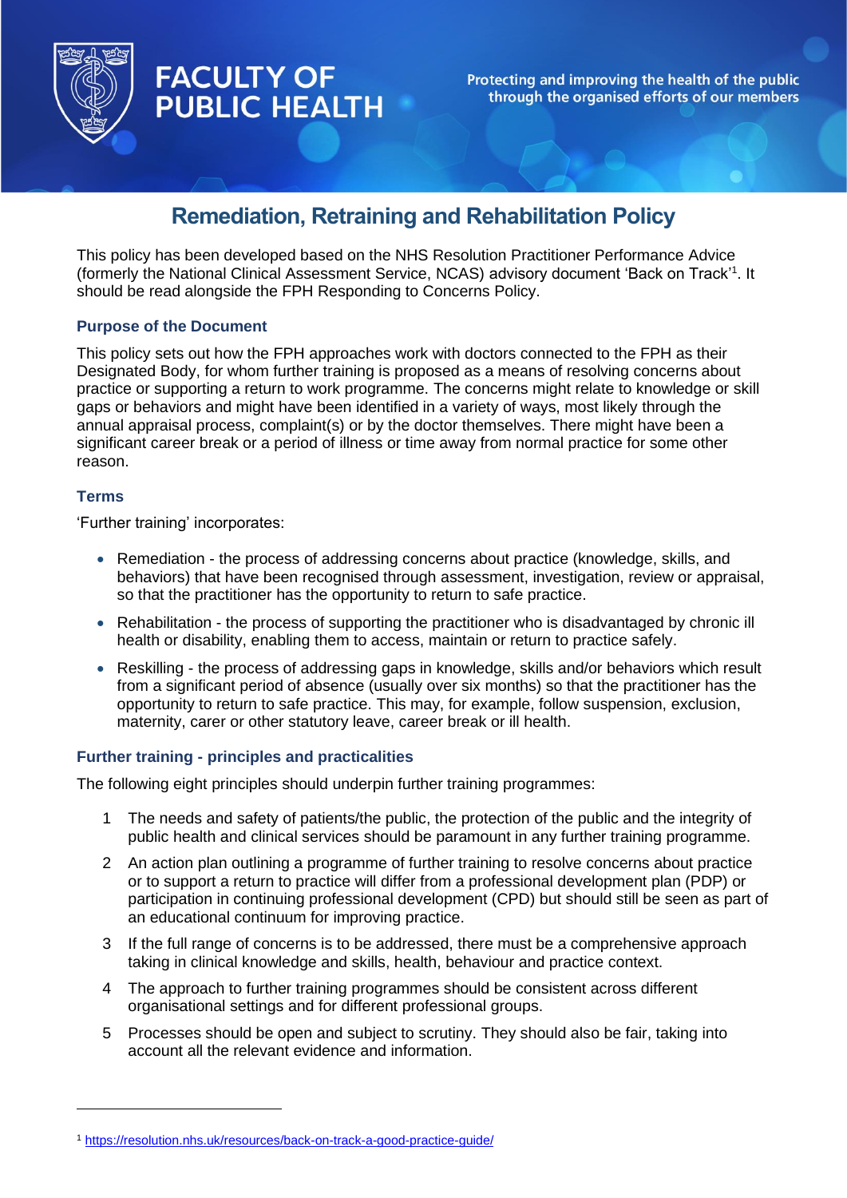FACULTY OF PUBLIC HEALTH

Protecting and improving the health of the public through the organised efforts of our members

# Remediation, Retraining and Rehabilitation Policy

This policy has been developed based on the NHS Resolution Practitioner Performance Advice (formerly the National Clinical Assessment Service, NCAS) advisory document 'Back on Track'[1]. It should be read alongside the FPH Responding to Concerns Policy.

## Purpose of the Document

This policy sets out how the FPH approaches work with doctors connected to the FPH as their Designated Body, for whom further training is proposed as a means of resolving concerns about practice or supporting a return to work programme. The concerns might relate to knowledge or skill gaps or behaviors and might have been identified in a variety of ways, most likely through the annual appraisal process, complaint(s) or by the doctor themselves. There might have been a significant career break or a period of illness or time away from normal practice for some other reason.

## Terms

'Further training' incorporates:

- Remediation - the process of addressing concerns about practice (knowledge, skills, and behaviors) that have been recognised through assessment, investigation, review or appraisal, so that the practitioner has the opportunity to return to safe practice.
- Rehabilitation - the process of supporting the practitioner who is disadvantaged by chronic ill health or disability, enabling them to access, maintain or return to practice safely.
- Reskilling - the process of addressing gaps in knowledge, skills and/or behaviors which result from a significant period of absence (usually over six months) so that the practitioner has the opportunity to return to safe practice. This may, for example, follow suspension, exclusion, maternity, carer or other statutory leave, career break or ill health.

## Further training - principles and practicalities

The following eight principles should underpin further training programmes:

1. The needs and safety of patients/the public, the protection of the public and the integrity of public health and clinical services should be paramount in any further training programme.
2. An action plan outlining a programme of further training to resolve concerns about practice or to support a return to practice will differ from a professional development plan (PDP) or participation in continuing professional development (CPD) but should still be seen as part of an educational continuum for improving practice.
3. If the full range of concerns is to be addressed, there must be a comprehensive approach taking in clinical knowledge and skills, health, behaviour and practice context.
4. The approach to further training programmes should be consistent across different organisational settings and for different professional groups.
5. Processes should be open and subject to scrutiny. They should also be fair, taking into account all the relevant evidence and information.

---

[1] https://resolution.nhs.uk/resources/back-on-track-a-good-practice-guide/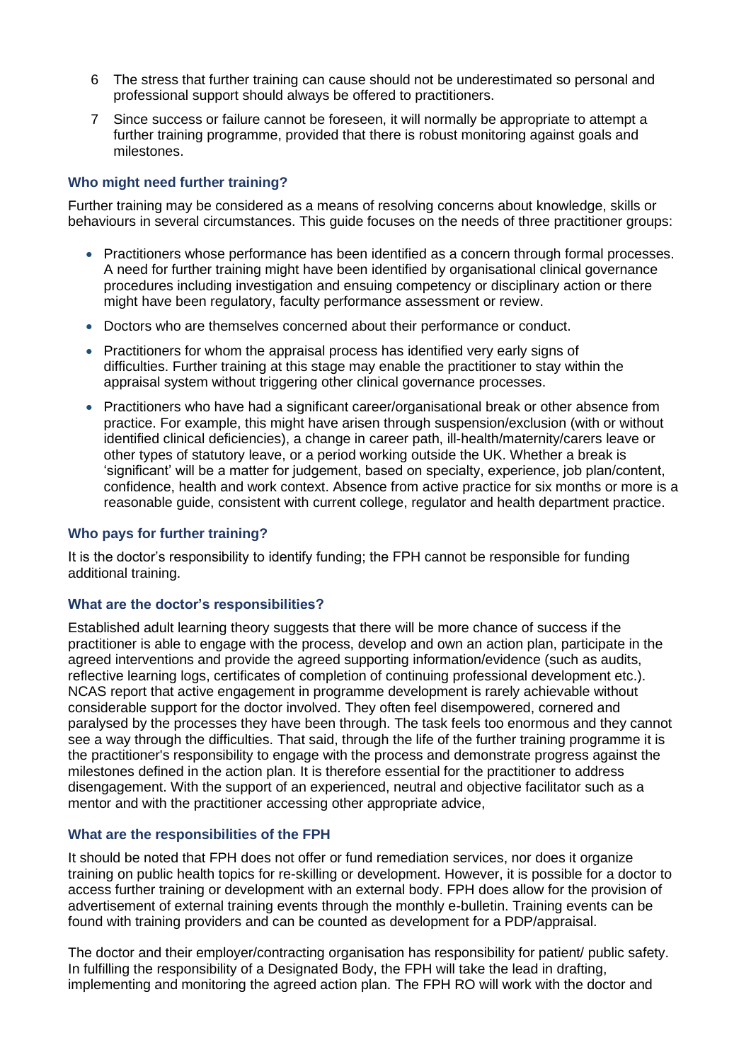6. The stress that further training can cause should not be underestimated so personal and professional support should always be offered to practitioners.
7. Since success or failure cannot be foreseen, it will normally be appropriate to attempt a further training programme, provided that there is robust monitoring against goals and milestones.

### Who might need further training?

Further training may be considered as a means of resolving concerns about knowledge, skills or behaviours in several circumstances. This guide focuses on the needs of three practitioner groups:

- Practitioners whose performance has been identified as a concern through formal processes. A need for further training might have been identified by organisational clinical governance procedures including investigation and ensuing competency or disciplinary action or there might have been regulatory, faculty performance assessment or review.
- Doctors who are themselves concerned about their performance or conduct.
- Practitioners for whom the appraisal process has identified very early signs of difficulties. Further training at this stage may enable the practitioner to stay within the appraisal system without triggering other clinical governance processes.
- Practitioners who have had a significant career/organisational break or other absence from practice. For example, this might have arisen through suspension/exclusion (with or without identified clinical deficiencies), a change in career path, ill-health/maternity/carers leave or other types of statutory leave, or a period working outside the UK. Whether a break is 'significant' will be a matter for judgement, based on specialty, experience, job plan/content, confidence, health and work context. Absence from active practice for six months or more is a reasonable guide, consistent with current college, regulator and health department practice.

### Who pays for further training?

It is the doctor's responsibility to identify funding; the FPH cannot be responsible for funding additional training.

### What are the doctor's responsibilities?

Established adult learning theory suggests that there will be more chance of success if the practitioner is able to engage with the process, develop and own an action plan, participate in the agreed interventions and provide the agreed supporting information/evidence (such as audits, reflective learning logs, certificates of completion of continuing professional development etc.). NCAS report that active engagement in programme development is rarely achievable without considerable support for the doctor involved. They often feel disempowered, cornered and paralysed by the processes they have been through. The task feels too enormous and they cannot see a way through the difficulties. That said, through the life of the further training programme it is the practitioner's responsibility to engage with the process and demonstrate progress against the milestones defined in the action plan. It is therefore essential for the practitioner to address disengagement. With the support of an experienced, neutral and objective facilitator such as a mentor and with the practitioner accessing other appropriate advice,

### What are the responsibilities of the FPH

It should be noted that FPH does not offer or fund remediation services, nor does it organize training on public health topics for re-skilling or development. However, it is possible for a doctor to access further training or development with an external body. FPH does allow for the provision of advertisement of external training events through the monthly e-bulletin. Training events can be found with training providers and can be counted as development for a PDP/appraisal.

The doctor and their employer/contracting organisation has responsibility for patient/ public safety. In fulfilling the responsibility of a Designated Body, the FPH will take the lead in drafting, implementing and monitoring the agreed action plan. The FPH RO will work with the doctor and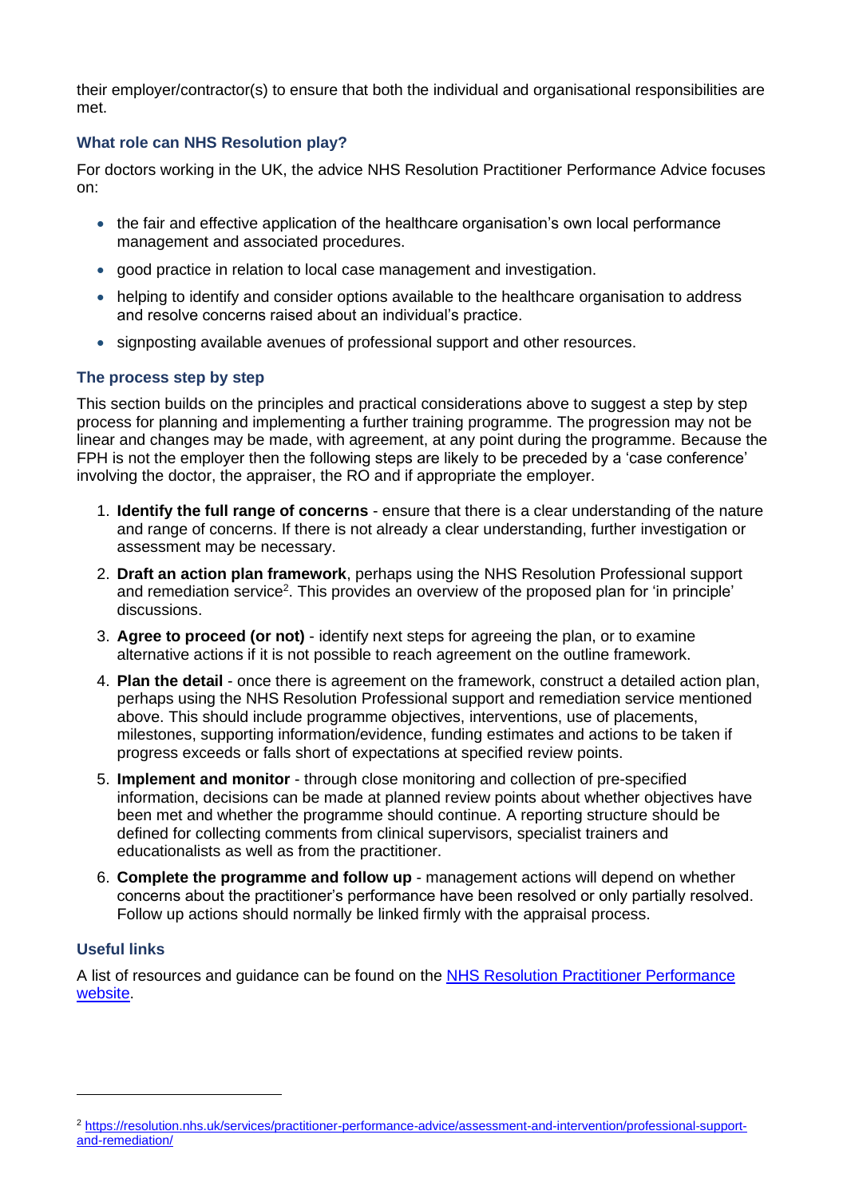their employer/contractor(s) to ensure that both the individual and organisational responsibilities are met.

### What role can NHS Resolution play?

For doctors working in the UK, the advice NHS Resolution Practitioner Performance Advice focuses on:

- the fair and effective application of the healthcare organisation's own local performance management and associated procedures.
- good practice in relation to local case management and investigation.
- helping to identify and consider options available to the healthcare organisation to address and resolve concerns raised about an individual's practice.
- signposting available avenues of professional support and other resources.

### The process step by step

This section builds on the principles and practical considerations above to suggest a step by step process for planning and implementing a further training programme. The progression may not be linear and changes may be made, with agreement, at any point during the programme. Because the FPH is not the employer then the following steps are likely to be preceded by a 'case conference' involving the doctor, the appraiser, the RO and if appropriate the employer.

1. **Identify the full range of concerns** - ensure that there is a clear understanding of the nature and range of concerns. If there is not already a clear understanding, further investigation or assessment may be necessary.
2. **Draft an action plan framework**, perhaps using the NHS Resolution Professional support and remediation service[2]. This provides an overview of the proposed plan for 'in principle' discussions.
3. **Agree to proceed (or not)** - identify next steps for agreeing the plan, or to examine alternative actions if it is not possible to reach agreement on the outline framework.
4. **Plan the detail** - once there is agreement on the framework, construct a detailed action plan, perhaps using the NHS Resolution Professional support and remediation service mentioned above. This should include programme objectives, interventions, use of placements, milestones, supporting information/evidence, funding estimates and actions to be taken if progress exceeds or falls short of expectations at specified review points.
5. **Implement and monitor** - through close monitoring and collection of pre-specified information, decisions can be made at planned review points about whether objectives have been met and whether the programme should continue. A reporting structure should be defined for collecting comments from clinical supervisors, specialist trainers and educationalists as well as from the practitioner.
6. **Complete the programme and follow up** - management actions will depend on whether concerns about the practitioner's performance have been resolved or only partially resolved. Follow up actions should normally be linked firmly with the appraisal process.

### Useful links

A list of resources and guidance can be found on the [NHS Resolution Practitioner Performance website](https://resolution.nhs.uk/services/practitioner-performance-advice/).

---

[2] https://resolution.nhs.uk/services/practitioner-performance-advice/assessment-and-intervention/professional-support-and-remediation/